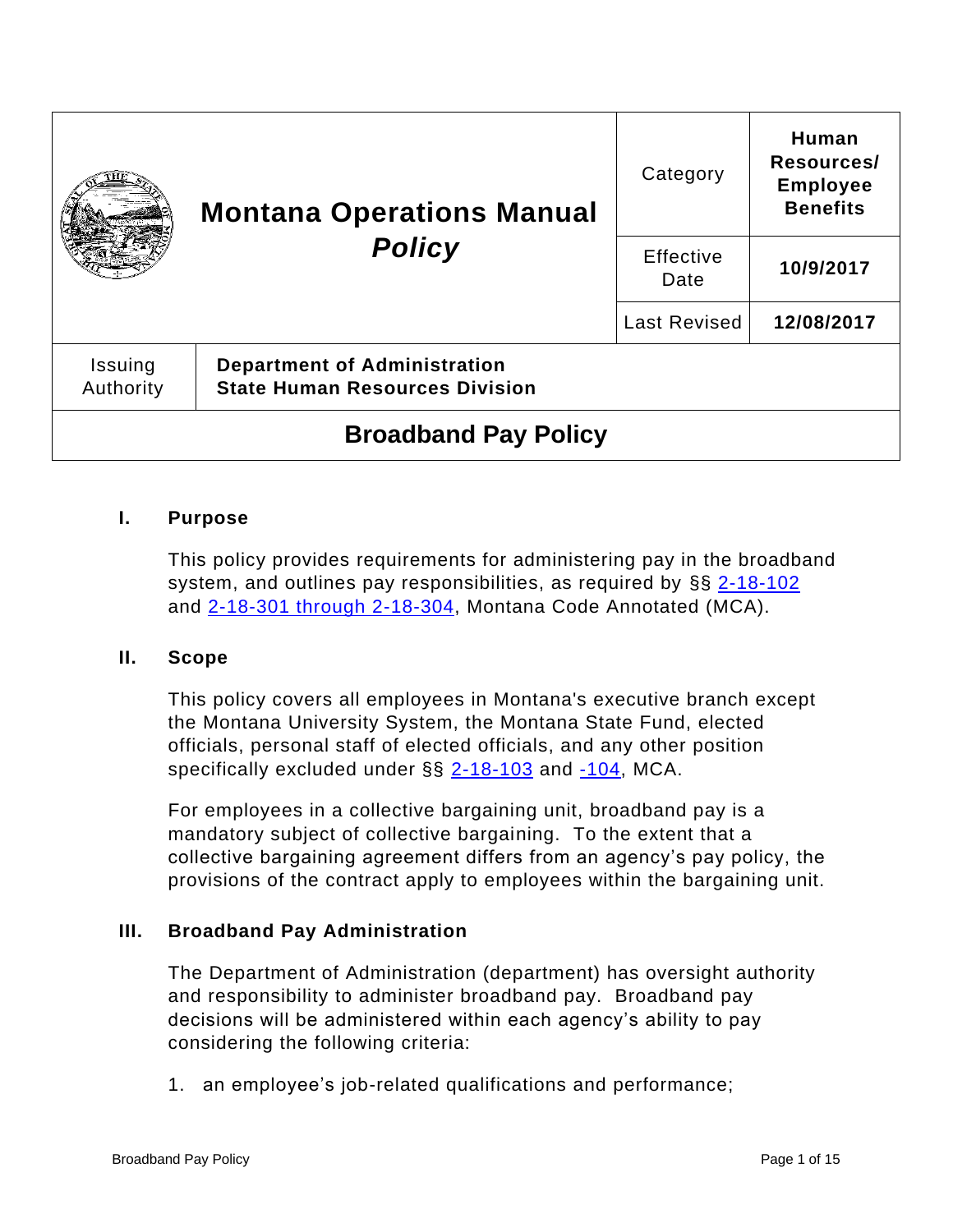| Montana Operations Manual *Policy* | Category | Human Resources/ Employee Benefits |
|---|---|---|
| | Effective Date | 10/9/2017 |
| | Last Revised | 12/08/2017 |
| Issuing Authority | Department of Administration State Human Resources Division | |

# Broadband Pay Policy

## I. Purpose

This policy provides requirements for administering pay in the broadband system, and outlines pay responsibilities, as required by §§ 2-18-102 and 2-18-301 through 2-18-304, Montana Code Annotated (MCA).

## II. Scope

This policy covers all employees in Montana's executive branch except the Montana University System, the Montana State Fund, elected officials, personal staff of elected officials, and any other position specifically excluded under §§ 2-18-103 and -104, MCA.

For employees in a collective bargaining unit, broadband pay is a mandatory subject of collective bargaining. To the extent that a collective bargaining agreement differs from an agency's pay policy, the provisions of the contract apply to employees within the bargaining unit.

## III. Broadband Pay Administration

The Department of Administration (department) has oversight authority and responsibility to administer broadband pay. Broadband pay decisions will be administered within each agency's ability to pay considering the following criteria:

1. an employee's job-related qualifications and performance;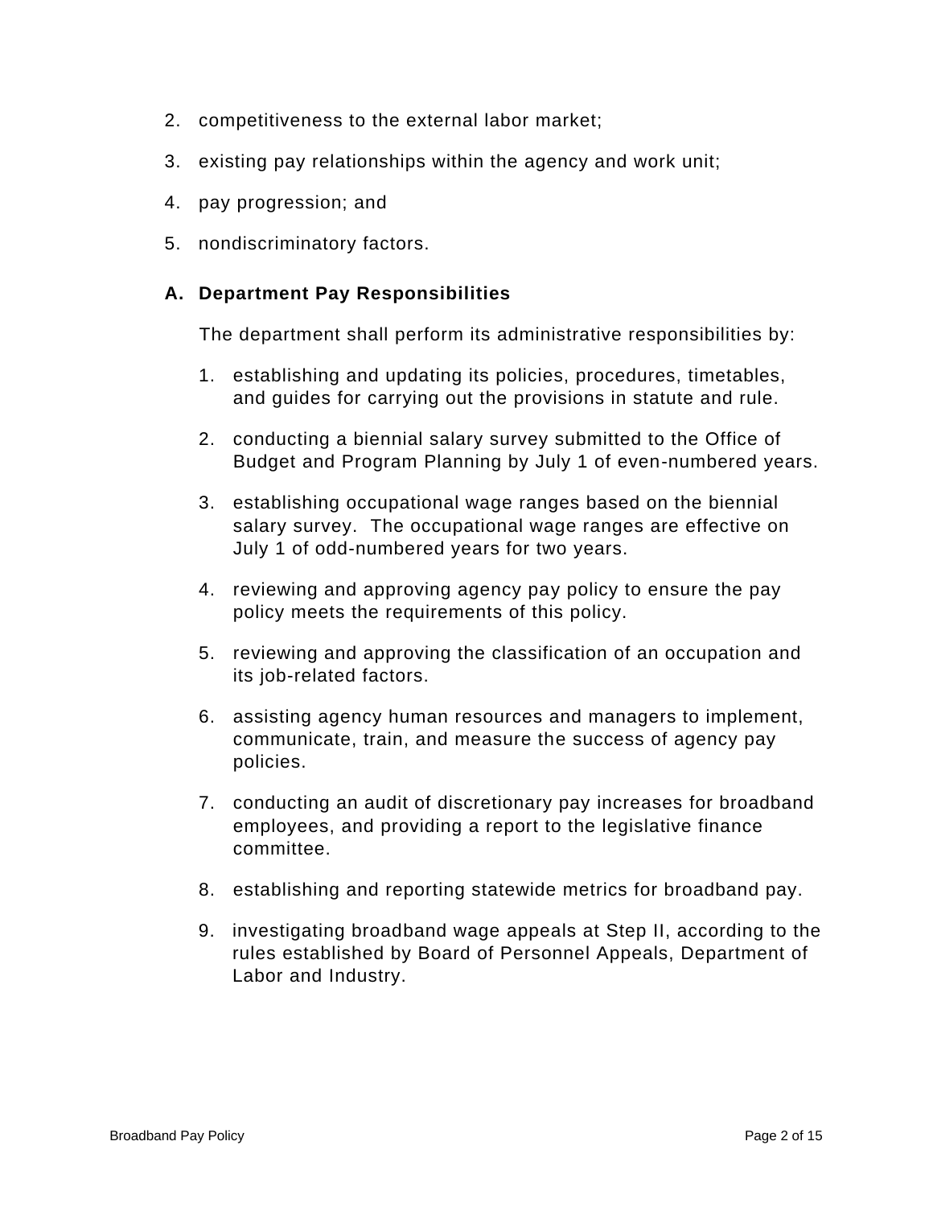2. competitiveness to the external labor market;
3. existing pay relationships within the agency and work unit;
4. pay progression; and
5. nondiscriminatory factors.

## A. Department Pay Responsibilities

The department shall perform its administrative responsibilities by:

1. establishing and updating its policies, procedures, timetables, and guides for carrying out the provisions in statute and rule.
2. conducting a biennial salary survey submitted to the Office of Budget and Program Planning by July 1 of even-numbered years.
3. establishing occupational wage ranges based on the biennial salary survey. The occupational wage ranges are effective on July 1 of odd-numbered years for two years.
4. reviewing and approving agency pay policy to ensure the pay policy meets the requirements of this policy.
5. reviewing and approving the classification of an occupation and its job-related factors.
6. assisting agency human resources and managers to implement, communicate, train, and measure the success of agency pay policies.
7. conducting an audit of discretionary pay increases for broadband employees, and providing a report to the legislative finance committee.
8. establishing and reporting statewide metrics for broadband pay.
9. investigating broadband wage appeals at Step II, according to the rules established by Board of Personnel Appeals, Department of Labor and Industry.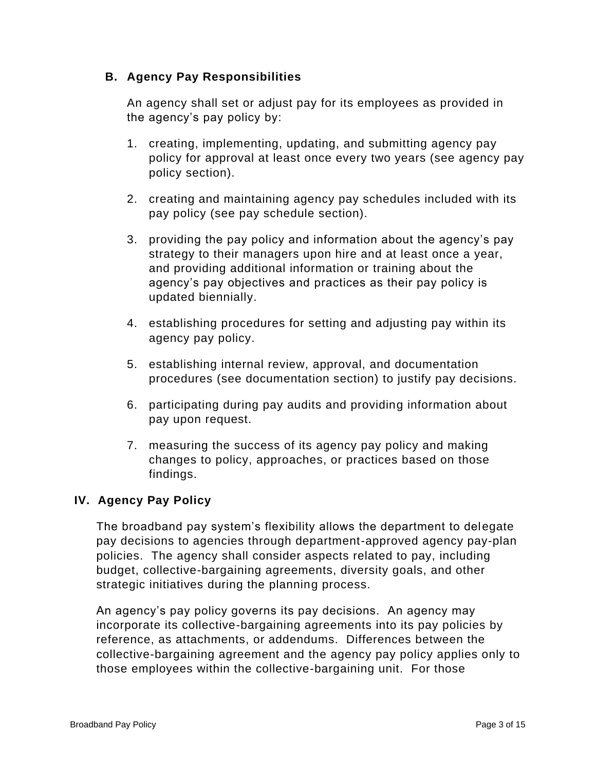### B. Agency Pay Responsibilities

An agency shall set or adjust pay for its employees as provided in the agency's pay policy by:

1. creating, implementing, updating, and submitting agency pay policy for approval at least once every two years (see agency pay policy section).
2. creating and maintaining agency pay schedules included with its pay policy (see pay schedule section).
3. providing the pay policy and information about the agency's pay strategy to their managers upon hire and at least once a year, and providing additional information or training about the agency's pay objectives and practices as their pay policy is updated biennially.
4. establishing procedures for setting and adjusting pay within its agency pay policy.
5. establishing internal review, approval, and documentation procedures (see documentation section) to justify pay decisions.
6. participating during pay audits and providing information about pay upon request.
7. measuring the success of its agency pay policy and making changes to policy, approaches, or practices based on those findings.

## IV. Agency Pay Policy

The broadband pay system's flexibility allows the department to delegate pay decisions to agencies through department-approved agency pay-plan policies. The agency shall consider aspects related to pay, including budget, collective-bargaining agreements, diversity goals, and other strategic initiatives during the planning process.

An agency's pay policy governs its pay decisions. An agency may incorporate its collective-bargaining agreements into its pay policies by reference, as attachments, or addendums. Differences between the collective-bargaining agreement and the agency pay policy applies only to those employees within the collective-bargaining unit. For those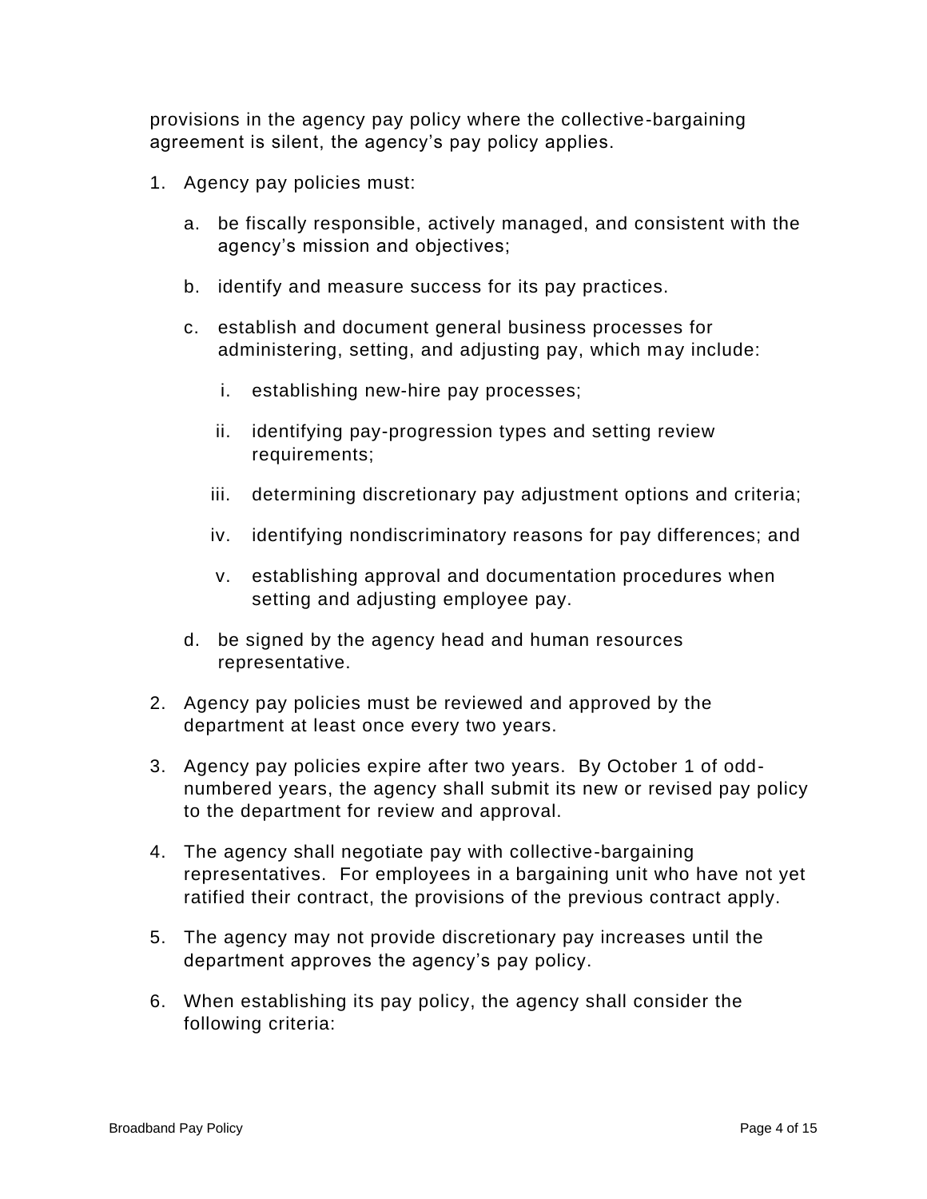provisions in the agency pay policy where the collective-bargaining agreement is silent, the agency's pay policy applies.

1. Agency pay policies must:

   a. be fiscally responsible, actively managed, and consistent with the agency's mission and objectives;

   b. identify and measure success for its pay practices.

   c. establish and document general business processes for administering, setting, and adjusting pay, which may include:

      i. establishing new-hire pay processes;

      ii. identifying pay-progression types and setting review requirements;

      iii. determining discretionary pay adjustment options and criteria;

      iv. identifying nondiscriminatory reasons for pay differences; and

      v. establishing approval and documentation procedures when setting and adjusting employee pay.

   d. be signed by the agency head and human resources representative.

2. Agency pay policies must be reviewed and approved by the department at least once every two years.

3. Agency pay policies expire after two years. By October 1 of odd-numbered years, the agency shall submit its new or revised pay policy to the department for review and approval.

4. The agency shall negotiate pay with collective-bargaining representatives. For employees in a bargaining unit who have not yet ratified their contract, the provisions of the previous contract apply.

5. The agency may not provide discretionary pay increases until the department approves the agency's pay policy.

6. When establishing its pay policy, the agency shall consider the following criteria: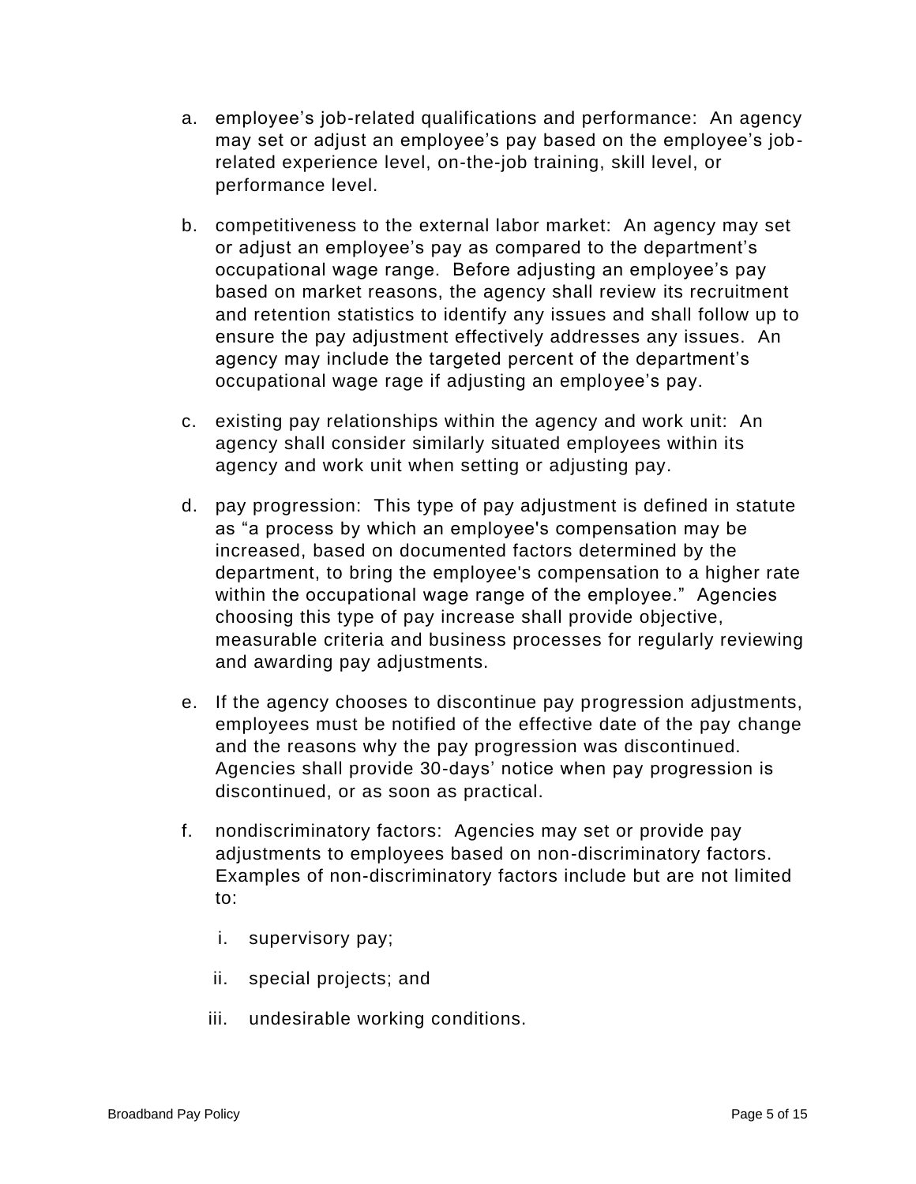a. employee's job-related qualifications and performance: An agency may set or adjust an employee's pay based on the employee's job-related experience level, on-the-job training, skill level, or performance level.

b. competitiveness to the external labor market: An agency may set or adjust an employee's pay as compared to the department's occupational wage range. Before adjusting an employee's pay based on market reasons, the agency shall review its recruitment and retention statistics to identify any issues and shall follow up to ensure the pay adjustment effectively addresses any issues. An agency may include the targeted percent of the department's occupational wage rage if adjusting an employee's pay.

c. existing pay relationships within the agency and work unit: An agency shall consider similarly situated employees within its agency and work unit when setting or adjusting pay.

d. pay progression: This type of pay adjustment is defined in statute as "a process by which an employee's compensation may be increased, based on documented factors determined by the department, to bring the employee's compensation to a higher rate within the occupational wage range of the employee." Agencies choosing this type of pay increase shall provide objective, measurable criteria and business processes for regularly reviewing and awarding pay adjustments.

e. If the agency chooses to discontinue pay progression adjustments, employees must be notified of the effective date of the pay change and the reasons why the pay progression was discontinued. Agencies shall provide 30-days' notice when pay progression is discontinued, or as soon as practical.

f. nondiscriminatory factors: Agencies may set or provide pay adjustments to employees based on non-discriminatory factors. Examples of non-discriminatory factors include but are not limited to:

   i. supervisory pay;

   ii. special projects; and

   iii. undesirable working conditions.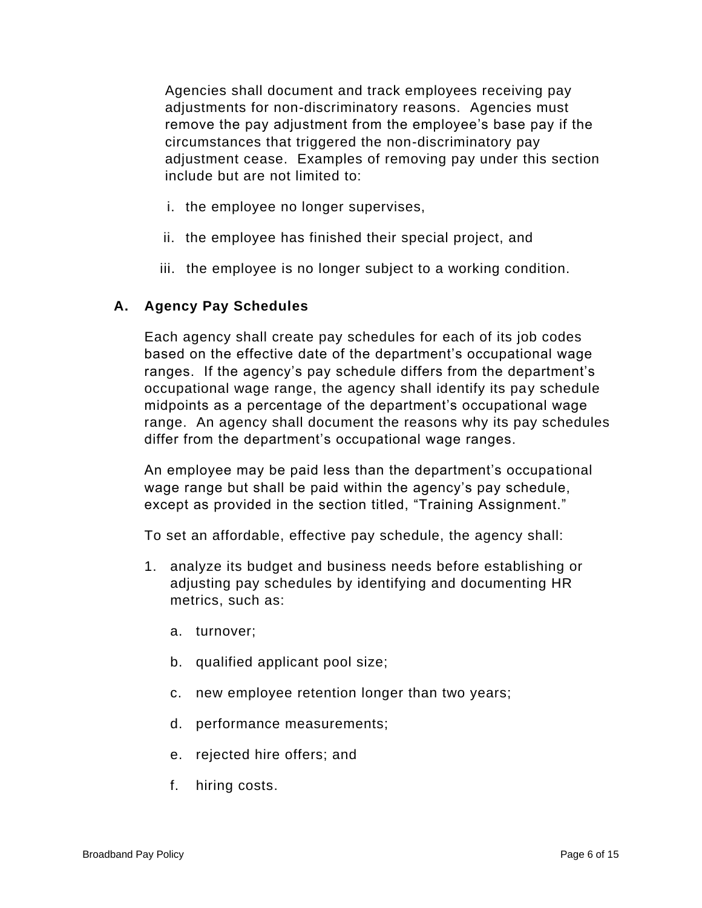Agencies shall document and track employees receiving pay adjustments for non-discriminatory reasons. Agencies must remove the pay adjustment from the employee's base pay if the circumstances that triggered the non-discriminatory pay adjustment cease. Examples of removing pay under this section include but are not limited to:

i. the employee no longer supervises,

ii. the employee has finished their special project, and

iii. the employee is no longer subject to a working condition.

### A. Agency Pay Schedules

Each agency shall create pay schedules for each of its job codes based on the effective date of the department's occupational wage ranges. If the agency's pay schedule differs from the department's occupational wage range, the agency shall identify its pay schedule midpoints as a percentage of the department's occupational wage range. An agency shall document the reasons why its pay schedules differ from the department's occupational wage ranges.

An employee may be paid less than the department's occupational wage range but shall be paid within the agency's pay schedule, except as provided in the section titled, "Training Assignment."

To set an affordable, effective pay schedule, the agency shall:

1. analyze its budget and business needs before establishing or adjusting pay schedules by identifying and documenting HR metrics, such as:

   a. turnover;

   b. qualified applicant pool size;

   c. new employee retention longer than two years;

   d. performance measurements;

   e. rejected hire offers; and

   f. hiring costs.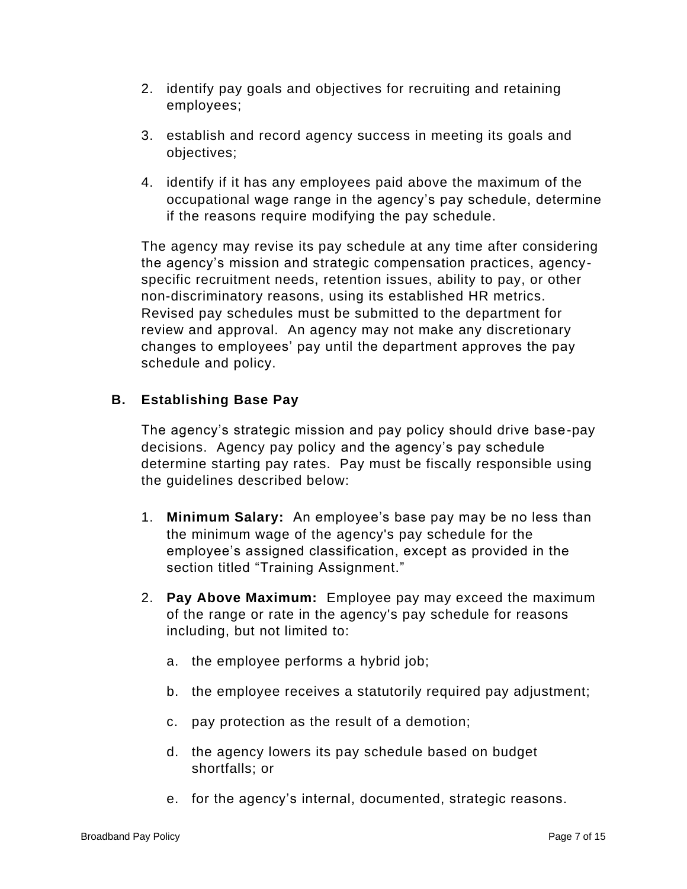2. identify pay goals and objectives for recruiting and retaining employees;

3. establish and record agency success in meeting its goals and objectives;

4. identify if it has any employees paid above the maximum of the occupational wage range in the agency's pay schedule, determine if the reasons require modifying the pay schedule.

The agency may revise its pay schedule at any time after considering the agency's mission and strategic compensation practices, agency-specific recruitment needs, retention issues, ability to pay, or other non-discriminatory reasons, using its established HR metrics. Revised pay schedules must be submitted to the department for review and approval. An agency may not make any discretionary changes to employees' pay until the department approves the pay schedule and policy.

### B. Establishing Base Pay

The agency's strategic mission and pay policy should drive base-pay decisions. Agency pay policy and the agency's pay schedule determine starting pay rates. Pay must be fiscally responsible using the guidelines described below:

1. **Minimum Salary:** An employee's base pay may be no less than the minimum wage of the agency's pay schedule for the employee's assigned classification, except as provided in the section titled "Training Assignment."

2. **Pay Above Maximum:** Employee pay may exceed the maximum of the range or rate in the agency's pay schedule for reasons including, but not limited to:

   a. the employee performs a hybrid job;

   b. the employee receives a statutorily required pay adjustment;

   c. pay protection as the result of a demotion;

   d. the agency lowers its pay schedule based on budget shortfalls; or

   e. for the agency's internal, documented, strategic reasons.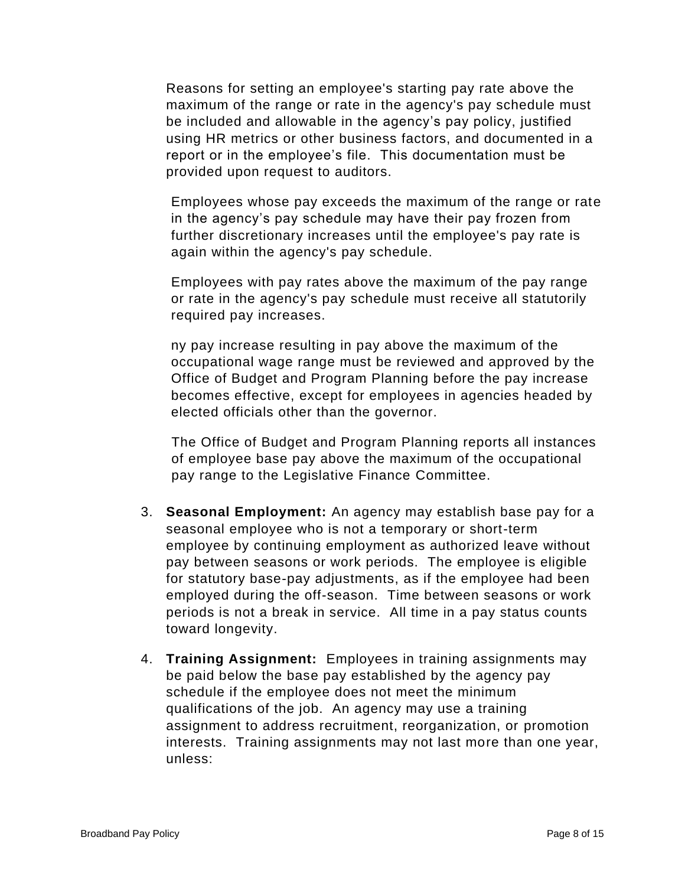Reasons for setting an employee's starting pay rate above the maximum of the range or rate in the agency's pay schedule must be included and allowable in the agency's pay policy, justified using HR metrics or other business factors, and documented in a report or in the employee's file. This documentation must be provided upon request to auditors.

Employees whose pay exceeds the maximum of the range or rate in the agency's pay schedule may have their pay frozen from further discretionary increases until the employee's pay rate is again within the agency's pay schedule.

Employees with pay rates above the maximum of the pay range or rate in the agency's pay schedule must receive all statutorily required pay increases.

ny pay increase resulting in pay above the maximum of the occupational wage range must be reviewed and approved by the Office of Budget and Program Planning before the pay increase becomes effective, except for employees in agencies headed by elected officials other than the governor.

The Office of Budget and Program Planning reports all instances of employee base pay above the maximum of the occupational pay range to the Legislative Finance Committee.

3. **Seasonal Employment:** An agency may establish base pay for a seasonal employee who is not a temporary or short-term employee by continuing employment as authorized leave without pay between seasons or work periods. The employee is eligible for statutory base-pay adjustments, as if the employee had been employed during the off-season. Time between seasons or work periods is not a break in service. All time in a pay status counts toward longevity.

4. **Training Assignment:** Employees in training assignments may be paid below the base pay established by the agency pay schedule if the employee does not meet the minimum qualifications of the job. An agency may use a training assignment to address recruitment, reorganization, or promotion interests. Training assignments may not last more than one year, unless: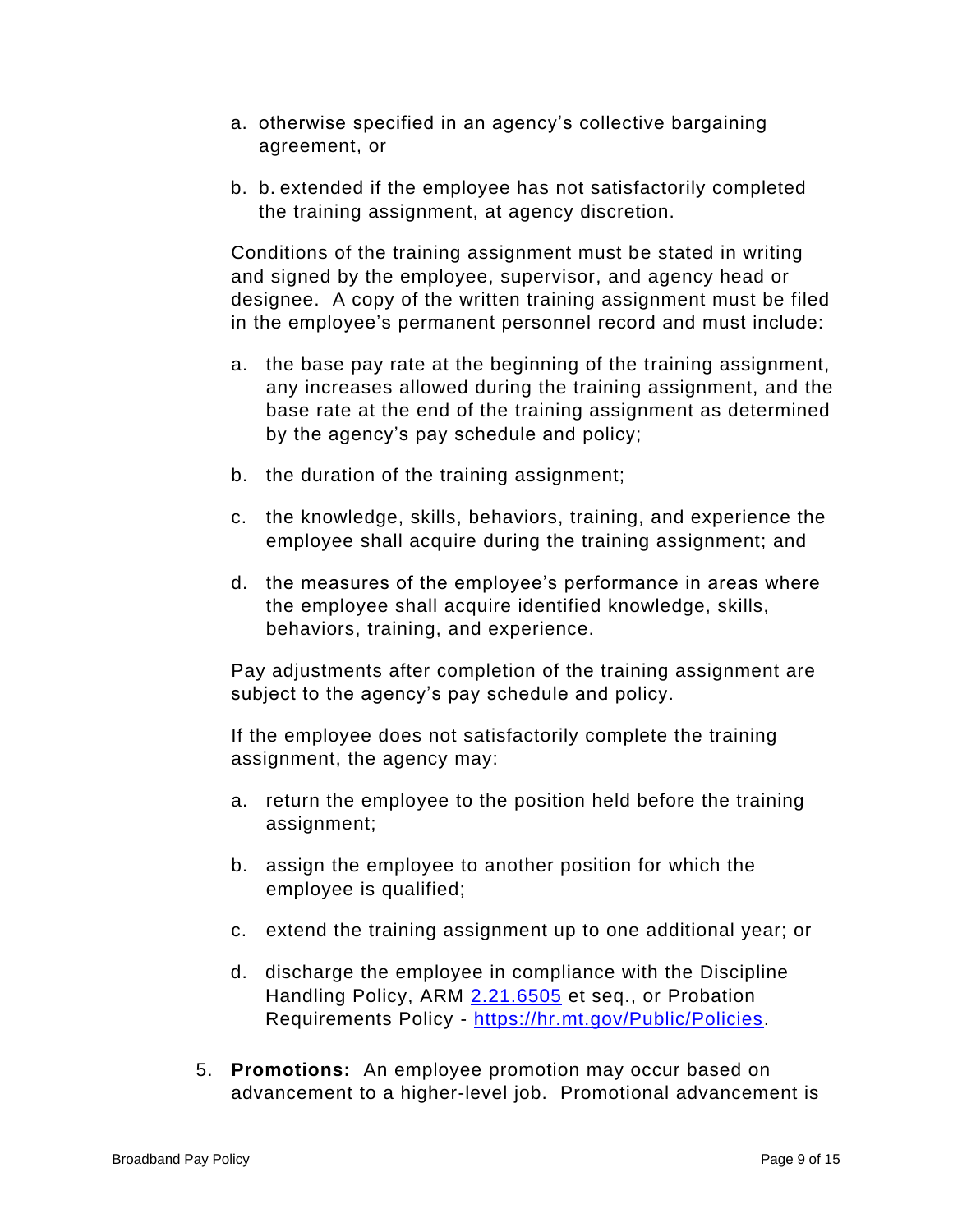a. otherwise specified in an agency's collective bargaining agreement, or

b. b. extended if the employee has not satisfactorily completed the training assignment, at agency discretion.

Conditions of the training assignment must be stated in writing and signed by the employee, supervisor, and agency head or designee. A copy of the written training assignment must be filed in the employee's permanent personnel record and must include:

a. the base pay rate at the beginning of the training assignment, any increases allowed during the training assignment, and the base rate at the end of the training assignment as determined by the agency's pay schedule and policy;

b. the duration of the training assignment;

c. the knowledge, skills, behaviors, training, and experience the employee shall acquire during the training assignment; and

d. the measures of the employee's performance in areas where the employee shall acquire identified knowledge, skills, behaviors, training, and experience.

Pay adjustments after completion of the training assignment are subject to the agency's pay schedule and policy.

If the employee does not satisfactorily complete the training assignment, the agency may:

a. return the employee to the position held before the training assignment;

b. assign the employee to another position for which the employee is qualified;

c. extend the training assignment up to one additional year; or

d. discharge the employee in compliance with the Discipline Handling Policy, ARM [2.21.6505](2.21.6505) et seq., or Probation Requirements Policy - [https://hr.mt.gov/Public/Policies](https://hr.mt.gov/Public/Policies).

5. **Promotions:** An employee promotion may occur based on advancement to a higher-level job. Promotional advancement is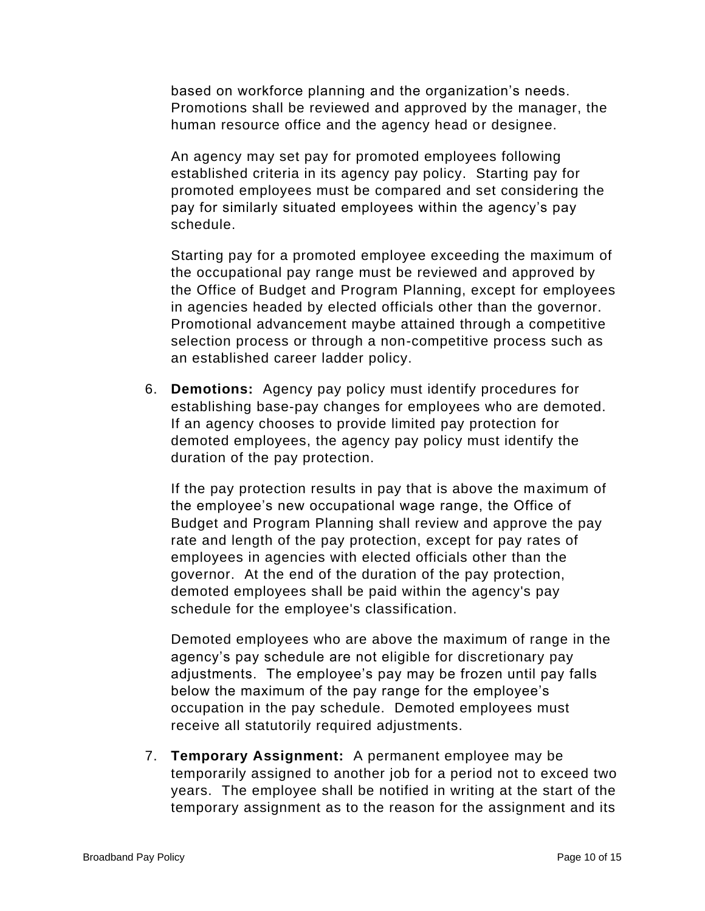based on workforce planning and the organization's needs. Promotions shall be reviewed and approved by the manager, the human resource office and the agency head or designee.

An agency may set pay for promoted employees following established criteria in its agency pay policy. Starting pay for promoted employees must be compared and set considering the pay for similarly situated employees within the agency's pay schedule.

Starting pay for a promoted employee exceeding the maximum of the occupational pay range must be reviewed and approved by the Office of Budget and Program Planning, except for employees in agencies headed by elected officials other than the governor. Promotional advancement maybe attained through a competitive selection process or through a non-competitive process such as an established career ladder policy.

6. **Demotions:** Agency pay policy must identify procedures for establishing base-pay changes for employees who are demoted. If an agency chooses to provide limited pay protection for demoted employees, the agency pay policy must identify the duration of the pay protection.

   If the pay protection results in pay that is above the maximum of the employee's new occupational wage range, the Office of Budget and Program Planning shall review and approve the pay rate and length of the pay protection, except for pay rates of employees in agencies with elected officials other than the governor. At the end of the duration of the pay protection, demoted employees shall be paid within the agency's pay schedule for the employee's classification.

   Demoted employees who are above the maximum of range in the agency's pay schedule are not eligible for discretionary pay adjustments. The employee's pay may be frozen until pay falls below the maximum of the pay range for the employee's occupation in the pay schedule. Demoted employees must receive all statutorily required adjustments.

7. **Temporary Assignment:** A permanent employee may be temporarily assigned to another job for a period not to exceed two years. The employee shall be notified in writing at the start of the temporary assignment as to the reason for the assignment and its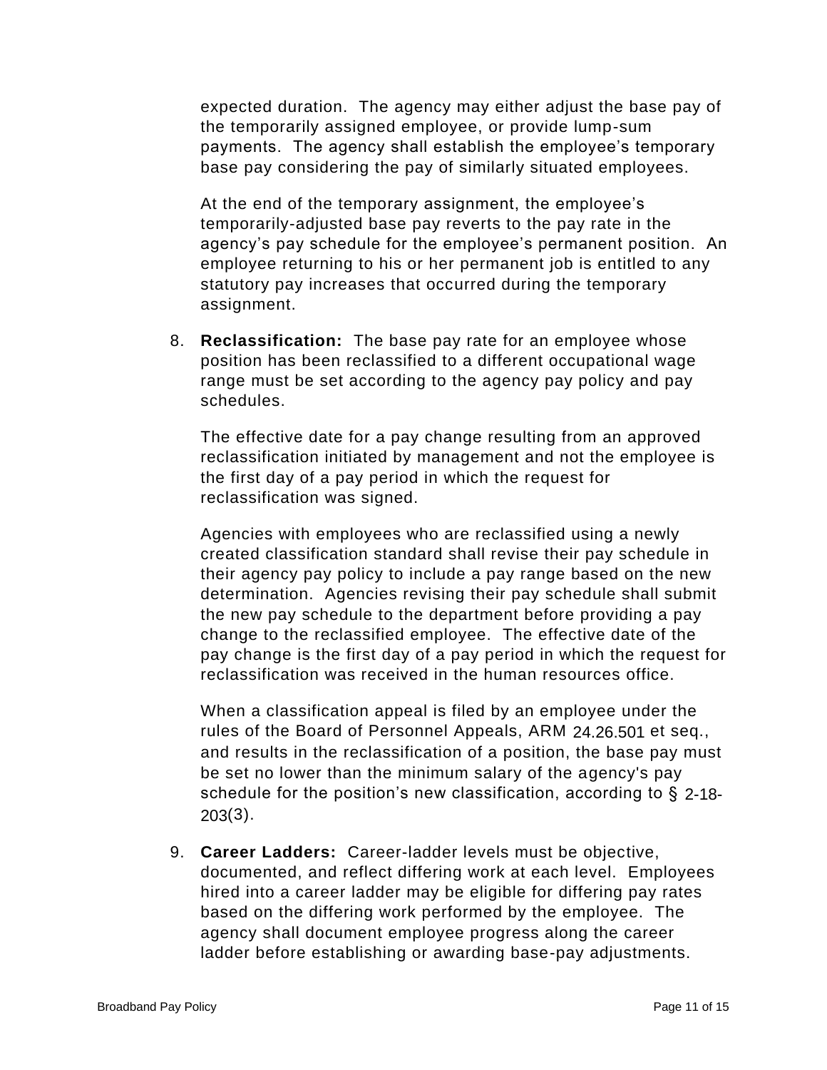expected duration.  The agency may either adjust the base pay of the temporarily assigned employee, or provide lump-sum payments.  The agency shall establish the employee's temporary base pay considering the pay of similarly situated employees.

At the end of the temporary assignment, the employee's temporarily-adjusted base pay reverts to the pay rate in the agency's pay schedule for the employee's permanent position.  An employee returning to his or her permanent job is entitled to any statutory pay increases that occurred during the temporary assignment.

8. **Reclassification:** The base pay rate for an employee whose position has been reclassified to a different occupational wage range must be set according to the agency pay policy and pay schedules.

   The effective date for a pay change resulting from an approved reclassification initiated by management and not the employee is the first day of a pay period in which the request for reclassification was signed.

   Agencies with employees who are reclassified using a newly created classification standard shall revise their pay schedule in their agency pay policy to include a pay range based on the new determination.  Agencies revising their pay schedule shall submit the new pay schedule to the department before providing a pay change to the reclassified employee.  The effective date of the pay change is the first day of a pay period in which the request for reclassification was received in the human resources office.

   When a classification appeal is filed by an employee under the rules of the Board of Personnel Appeals, ARM 24.26.501 et seq., and results in the reclassification of a position, the base pay must be set no lower than the minimum salary of the agency's pay schedule for the position's new classification, according to § 2-18-203(3).

9. **Career Ladders:** Career-ladder levels must be objective, documented, and reflect differing work at each level.  Employees hired into a career ladder may be eligible for differing pay rates based on the differing work performed by the employee.  The agency shall document employee progress along the career ladder before establishing or awarding base-pay adjustments.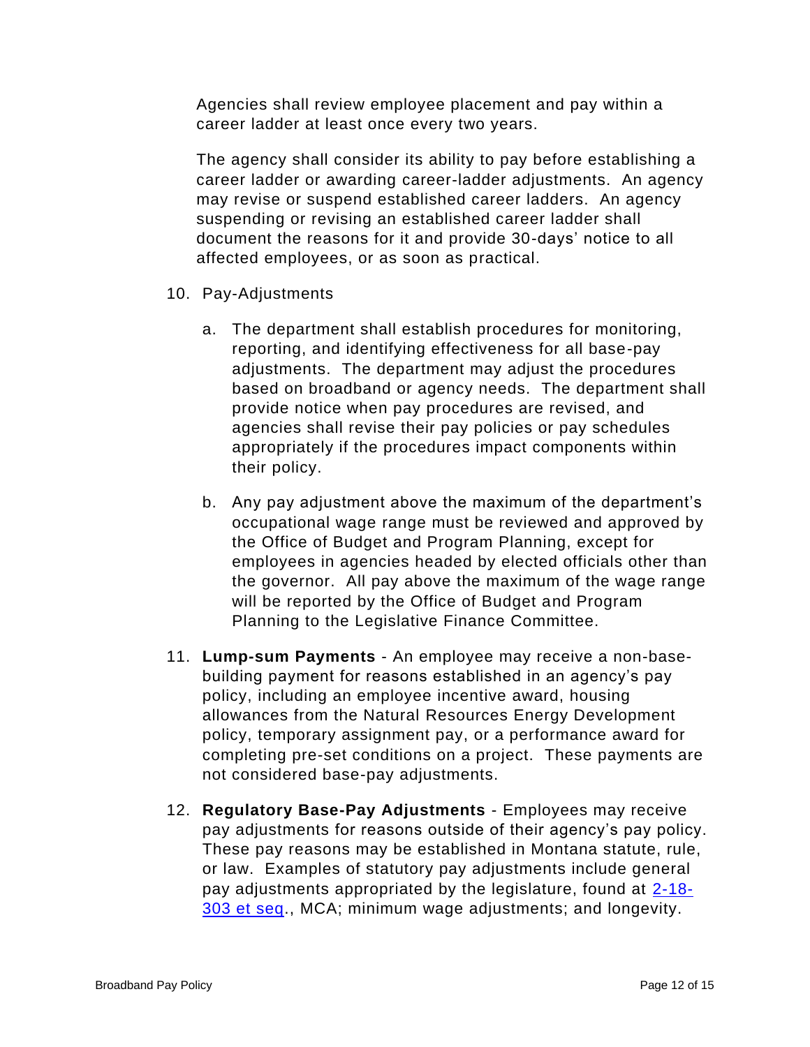Agencies shall review employee placement and pay within a career ladder at least once every two years.

The agency shall consider its ability to pay before establishing a career ladder or awarding career-ladder adjustments. An agency may revise or suspend established career ladders. An agency suspending or revising an established career ladder shall document the reasons for it and provide 30-days' notice to all affected employees, or as soon as practical.

10. Pay-Adjustments

    a. The department shall establish procedures for monitoring, reporting, and identifying effectiveness for all base-pay adjustments. The department may adjust the procedures based on broadband or agency needs. The department shall provide notice when pay procedures are revised, and agencies shall revise their pay policies or pay schedules appropriately if the procedures impact components within their policy.

    b. Any pay adjustment above the maximum of the department's occupational wage range must be reviewed and approved by the Office of Budget and Program Planning, except for employees in agencies headed by elected officials other than the governor. All pay above the maximum of the wage range will be reported by the Office of Budget and Program Planning to the Legislative Finance Committee.

11. **Lump-sum Payments** - An employee may receive a non-base-building payment for reasons established in an agency's pay policy, including an employee incentive award, housing allowances from the Natural Resources Energy Development policy, temporary assignment pay, or a performance award for completing pre-set conditions on a project. These payments are not considered base-pay adjustments.

12. **Regulatory Base-Pay Adjustments** - Employees may receive pay adjustments for reasons outside of their agency's pay policy. These pay reasons may be established in Montana statute, rule, or law. Examples of statutory pay adjustments include general pay adjustments appropriated by the legislature, found at 2-18-303 et seq., MCA; minimum wage adjustments; and longevity.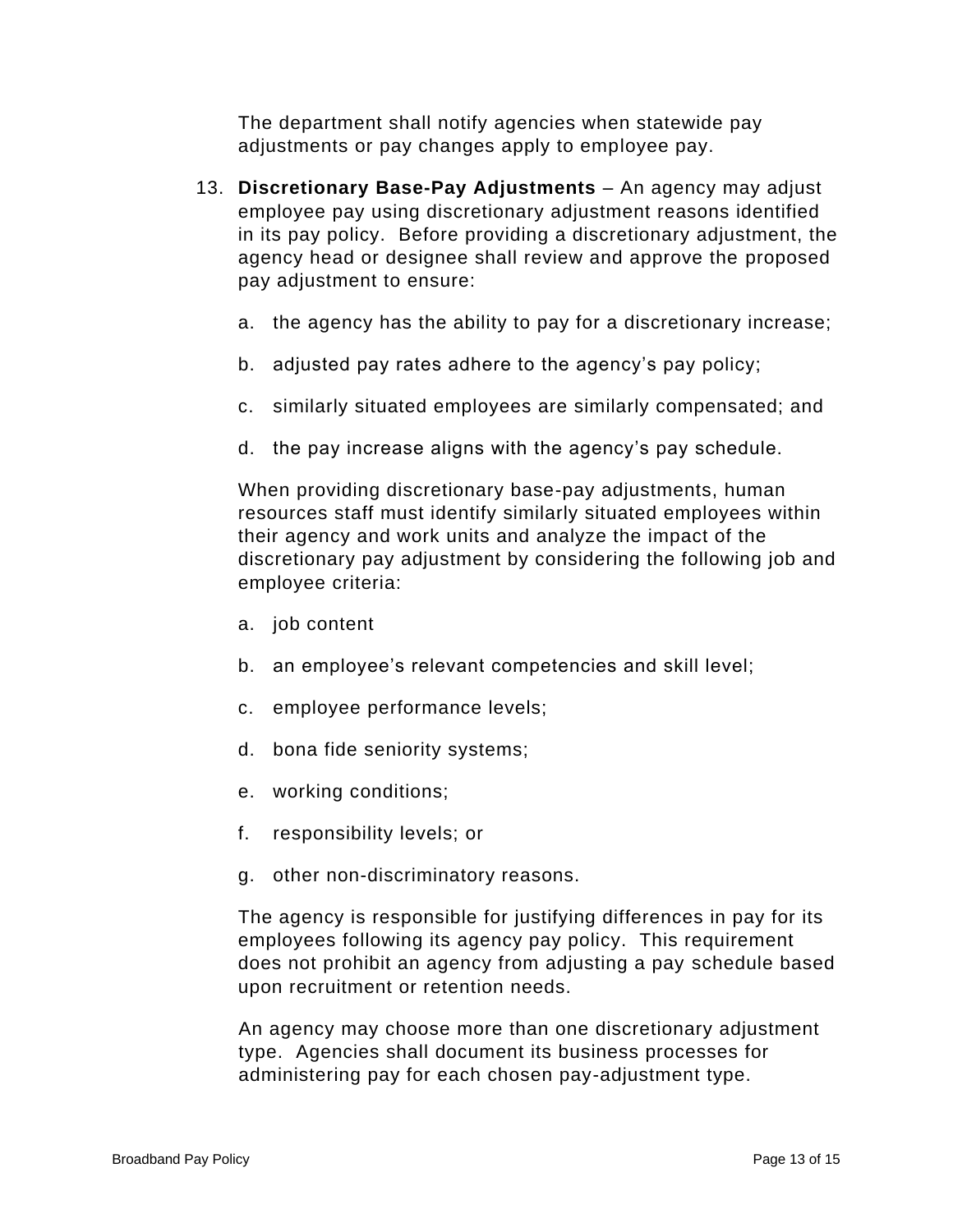The department shall notify agencies when statewide pay adjustments or pay changes apply to employee pay.

13. **Discretionary Base-Pay Adjustments** – An agency may adjust employee pay using discretionary adjustment reasons identified in its pay policy. Before providing a discretionary adjustment, the agency head or designee shall review and approve the proposed pay adjustment to ensure:

    a. the agency has the ability to pay for a discretionary increase;

    b. adjusted pay rates adhere to the agency's pay policy;

    c. similarly situated employees are similarly compensated; and

    d. the pay increase aligns with the agency's pay schedule.

    When providing discretionary base-pay adjustments, human resources staff must identify similarly situated employees within their agency and work units and analyze the impact of the discretionary pay adjustment by considering the following job and employee criteria:

    a. job content

    b. an employee's relevant competencies and skill level;

    c. employee performance levels;

    d. bona fide seniority systems;

    e. working conditions;

    f. responsibility levels; or

    g. other non-discriminatory reasons.

    The agency is responsible for justifying differences in pay for its employees following its agency pay policy. This requirement does not prohibit an agency from adjusting a pay schedule based upon recruitment or retention needs.

    An agency may choose more than one discretionary adjustment type. Agencies shall document its business processes for administering pay for each chosen pay-adjustment type.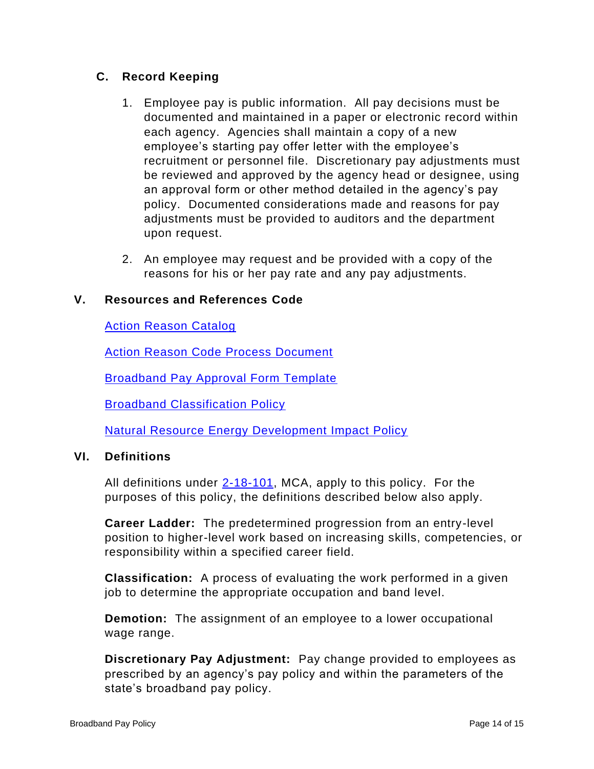### C. Record Keeping

1. Employee pay is public information. All pay decisions must be documented and maintained in a paper or electronic record within each agency. Agencies shall maintain a copy of a new employee's starting pay offer letter with the employee's recruitment or personnel file. Discretionary pay adjustments must be reviewed and approved by the agency head or designee, using an approval form or other method detailed in the agency's pay policy. Documented considerations made and reasons for pay adjustments must be provided to auditors and the department upon request.

2. An employee may request and be provided with a copy of the reasons for his or her pay rate and any pay adjustments.

## V. Resources and References Code

Action Reason Catalog

Action Reason Code Process Document

Broadband Pay Approval Form Template

Broadband Classification Policy

Natural Resource Energy Development Impact Policy

## VI. Definitions

All definitions under 2-18-101, MCA, apply to this policy. For the purposes of this policy, the definitions described below also apply.

**Career Ladder:** The predetermined progression from an entry-level position to higher-level work based on increasing skills, competencies, or responsibility within a specified career field.

**Classification:** A process of evaluating the work performed in a given job to determine the appropriate occupation and band level.

**Demotion:** The assignment of an employee to a lower occupational wage range.

**Discretionary Pay Adjustment:** Pay change provided to employees as prescribed by an agency's pay policy and within the parameters of the state's broadband pay policy.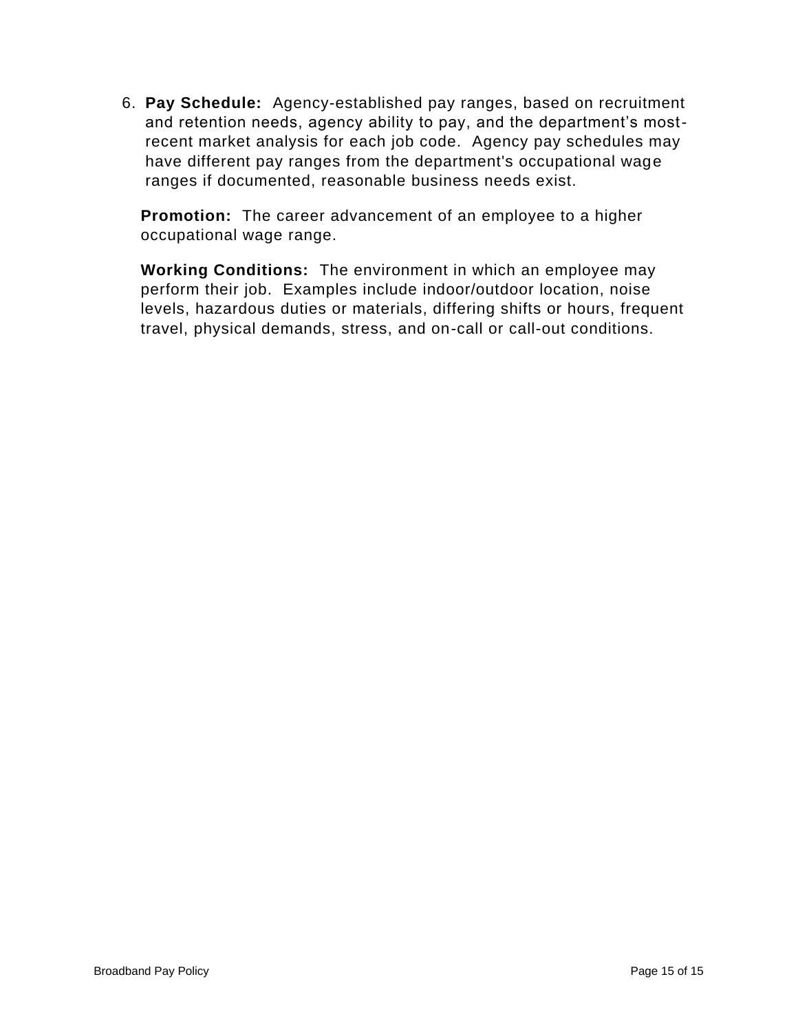6. **Pay Schedule:** Agency-established pay ranges, based on recruitment and retention needs, agency ability to pay, and the department's most-recent market analysis for each job code. Agency pay schedules may have different pay ranges from the department's occupational wage ranges if documented, reasonable business needs exist.

**Promotion:** The career advancement of an employee to a higher occupational wage range.

**Working Conditions:** The environment in which an employee may perform their job. Examples include indoor/outdoor location, noise levels, hazardous duties or materials, differing shifts or hours, frequent travel, physical demands, stress, and on-call or call-out conditions.